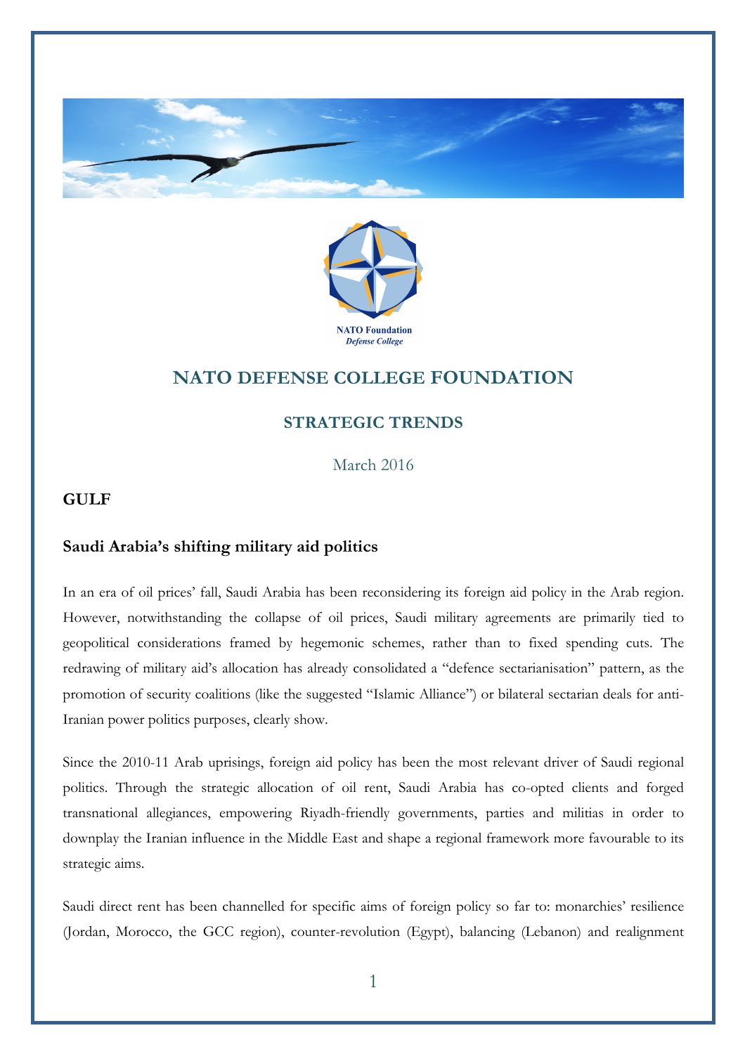# NATO DEFENSE COLLEGE FOUNDATION

## STRATEGIC TRENDS

March 2016

**GULF**

### Saudi Arabia's shifting military aid politics

In an era of oil prices' fall, Saudi Arabia has been reconsidering its foreign aid policy in the Arab region. However, notwithstanding the collapse of oil prices, Saudi military agreements are primarily tied to geopolitical considerations framed by hegemonic schemes, rather than to fixed spending cuts. The redrawing of military aid's allocation has already consolidated a "defence sectarianisation" pattern, as the promotion of security coalitions (like the suggested "Islamic Alliance") or bilateral sectarian deals for anti-Iranian power politics purposes, clearly show.

Since the 2010-11 Arab uprisings, foreign aid policy has been the most relevant driver of Saudi regional politics. Through the strategic allocation of oil rent, Saudi Arabia has co-opted clients and forged transnational allegiances, empowering Riyadh-friendly governments, parties and militias in order to downplay the Iranian influence in the Middle East and shape a regional framework more favourable to its strategic aims.

Saudi direct rent has been channelled for specific aims of foreign policy so far to: monarchies' resilience (Jordan, Morocco, the GCC region), counter-revolution (Egypt), balancing (Lebanon) and realignment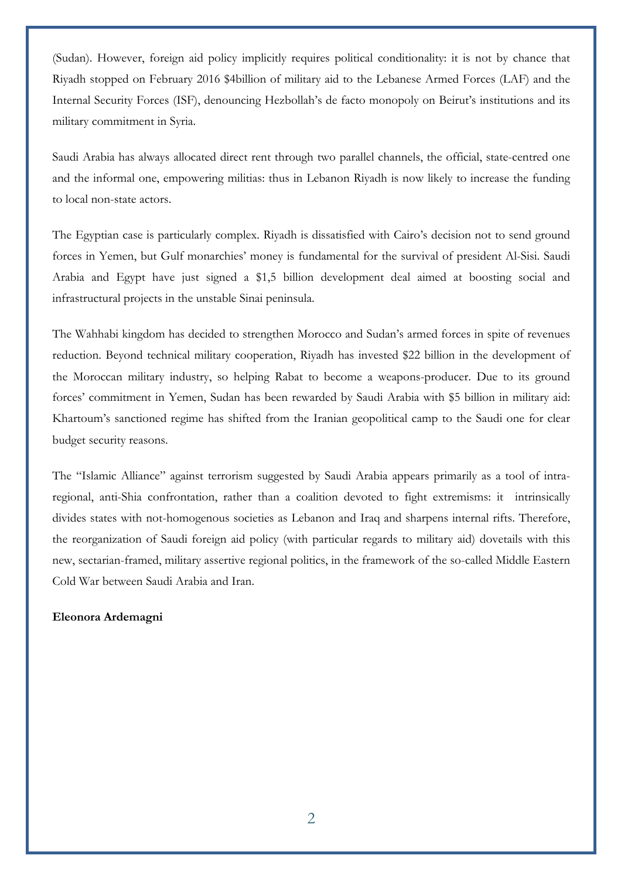(Sudan). However, foreign aid policy implicitly requires political conditionality: it is not by chance that Riyadh stopped on February 2016 $4billion of military aid to the Lebanese Armed Forces (LAF) and the Internal Security Forces (ISF), denouncing Hezbollah's de facto monopoly on Beirut's institutions and its military commitment in Syria.

Saudi Arabia has always allocated direct rent through two parallel channels, the official, state-centred one and the informal one, empowering militias: thus in Lebanon Riyadh is now likely to increase the funding to local non-state actors.

The Egyptian case is particularly complex. Riyadh is dissatisfied with Cairo's decision not to send ground forces in Yemen, but Gulf monarchies' money is fundamental for the survival of president Al-Sisi. Saudi Arabia and Egypt have just signed a $1,5 billion development deal aimed at boosting social and infrastructural projects in the unstable Sinai peninsula.

The Wahhabi kingdom has decided to strengthen Morocco and Sudan's armed forces in spite of revenues reduction. Beyond technical military cooperation, Riyadh has invested $22 billion in the development of the Moroccan military industry, so helping Rabat to become a weapons-producer. Due to its ground forces' commitment in Yemen, Sudan has been rewarded by Saudi Arabia with $5 billion in military aid: Khartoum's sanctioned regime has shifted from the Iranian geopolitical camp to the Saudi one for clear budget security reasons.

The "Islamic Alliance" against terrorism suggested by Saudi Arabia appears primarily as a tool of intra-regional, anti-Shia confrontation, rather than a coalition devoted to fight extremisms: it intrinsically divides states with not-homogenous societies as Lebanon and Iraq and sharpens internal rifts. Therefore, the reorganization of Saudi foreign aid policy (with particular regards to military aid) dovetails with this new, sectarian-framed, military assertive regional politics, in the framework of the so-called Middle Eastern Cold War between Saudi Arabia and Iran.

**Eleonora Ardemagni**